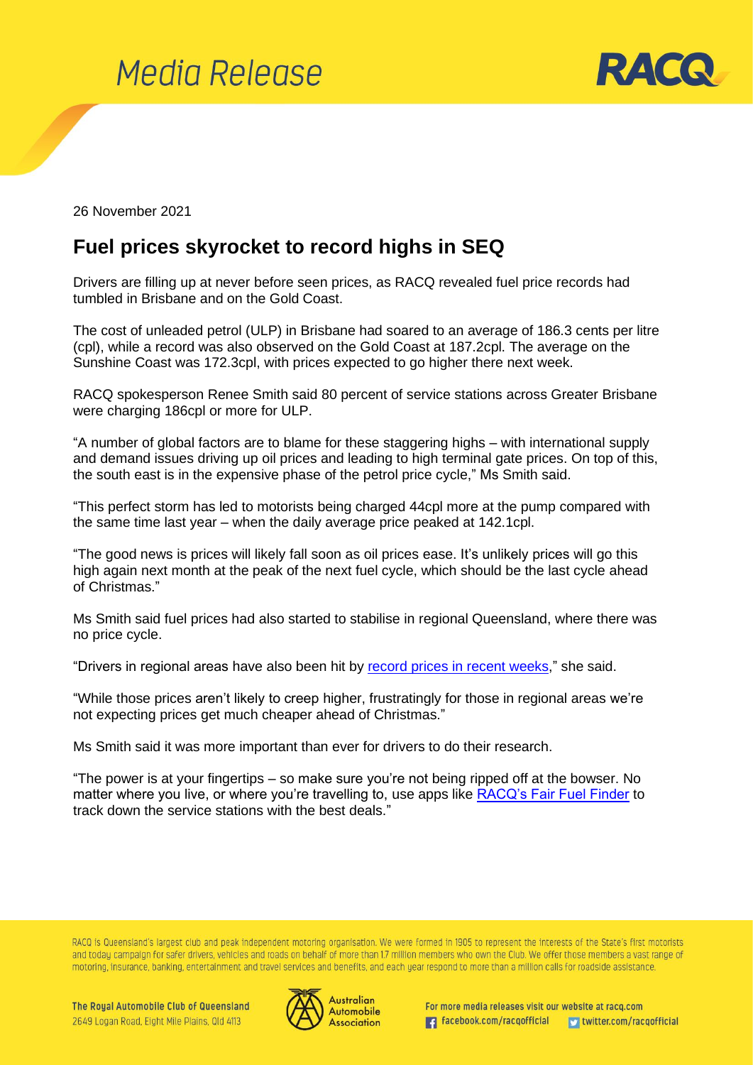# Media Release

26 November 2021

## Fuel prices skyrocket to record highs in SEQ

Drivers are filling up at never before seen prices, as RACQ revealed fuel price records had tumbled in Brisbane and on the Gold Coast.

The cost of unleaded petrol (ULP) in Brisbane had soared to an average of 186.3 cents per litre (cpl), while a record was also observed on the Gold Coast at 187.2cpl. The average on the Sunshine Coast was 172.3cpl, with prices expected to go higher there next week.

RACQ spokesperson Renee Smith said 80 percent of service stations across Greater Brisbane were charging 186cpl or more for ULP.

"A number of global factors are to blame for these staggering highs – with international supply and demand issues driving up oil prices and leading to high terminal gate prices. On top of this, the south east is in the expensive phase of the petrol price cycle," Ms Smith said.

"This perfect storm has led to motorists being charged 44cpl more at the pump compared with the same time last year – when the daily average price peaked at 142.1cpl.

"The good news is prices will likely fall soon as oil prices ease. It's unlikely prices will go this high again next month at the peak of the next fuel cycle, which should be the last cycle ahead of Christmas."

Ms Smith said fuel prices had also started to stabilise in regional Queensland, where there was no price cycle.

"Drivers in regional areas have also been hit by record prices in recent weeks," she said.

"While those prices aren't likely to creep higher, frustratingly for those in regional areas we're not expecting prices get much cheaper ahead of Christmas."

Ms Smith said it was more important than ever for drivers to do their research.

"The power is at your fingertips – so make sure you're not being ripped off at the bowser. No matter where you live, or where you're travelling to, use apps like RACQ's Fair Fuel Finder to track down the service stations with the best deals."

RACQ is Queensland's largest club and peak independent motoring organisation. We were formed in 1905 to represent the interests of the State's first motorists and today campaign for safer drivers, vehicles and roads on behalf of more than 1.7 million members who own the Club. We offer those members a vast range of motoring, insurance, banking, entertainment and travel services and benefits, and each year respond to more than a million calls for roadside assistance.

The Royal Automobile Club of Queensland
2649 Logan Road, Eight Mile Plains, Qld 4113

For more media releases visit our website at racq.com
facebook.com/racqofficial twitter.com/racqofficial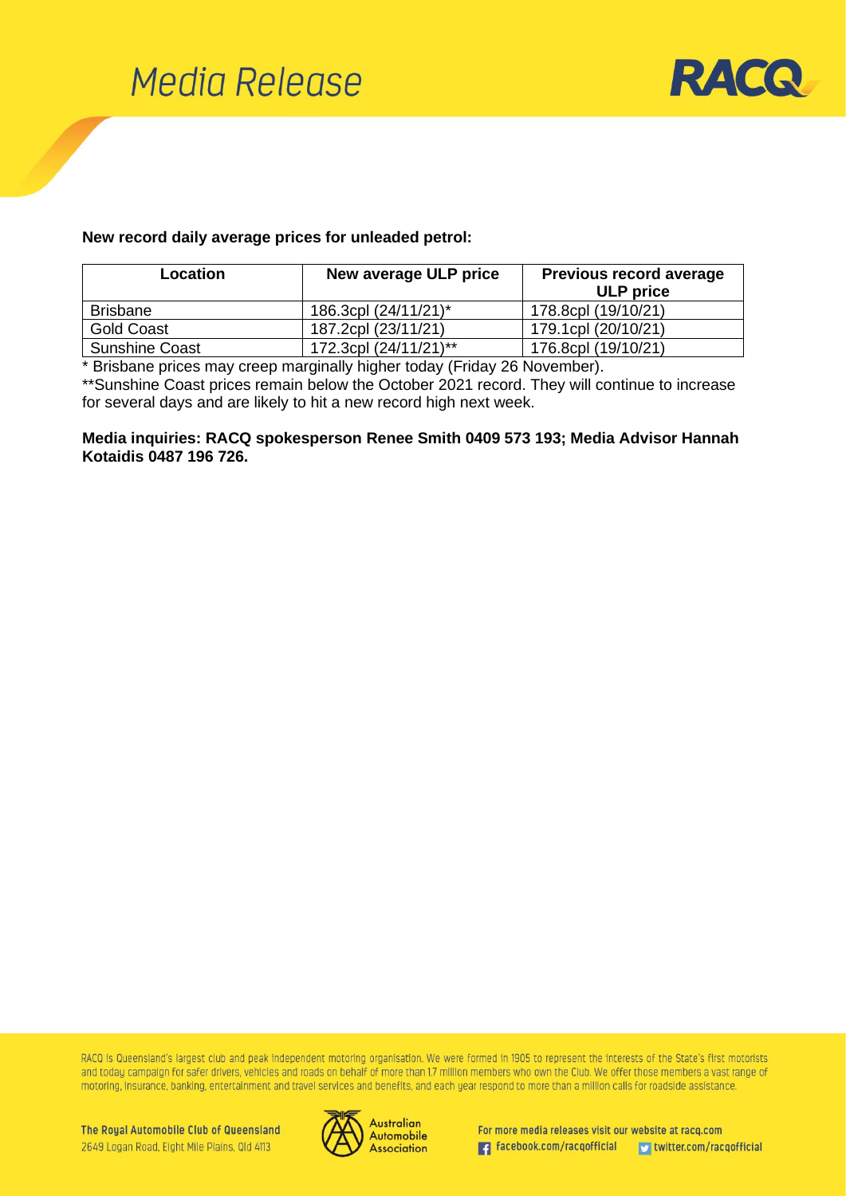**New record daily average prices for unleaded petrol:**

| Location | New average ULP price | Previous record average ULP price |
|---|---|---|
| Brisbane | 186.3cpl (24/11/21)* | 178.8cpl (19/10/21) |
| Gold Coast | 187.2cpl (23/11/21) | 179.1cpl (20/10/21) |
| Sunshine Coast | 172.3cpl (24/11/21)** | 176.8cpl (19/10/21) |

* Brisbane prices may creep marginally higher today (Friday 26 November).

**Sunshine Coast prices remain below the October 2021 record. They will continue to increase for several days and are likely to hit a new record high next week.

**Media inquiries: RACQ spokesperson Renee Smith 0409 573 193; Media Advisor Hannah Kotaidis 0487 196 726.**

RACQ is Queensland's largest club and peak independent motoring organisation. We were formed in 1905 to represent the interests of the State's first motorists and today campaign for safer drivers, vehicles and roads on behalf of more than 1.7 million members who own the Club. We offer those members a vast range of motoring, insurance, banking, entertainment and travel services and benefits, and each year respond to more than a million calls for roadside assistance.

The Royal Automobile Club of Queensland
2649 Logan Road, Eight Mile Plains, Qld 4113

Australian Automobile Association

For more media releases visit our website at racq.com
facebook.com/racqofficial twitter.com/racqofficial